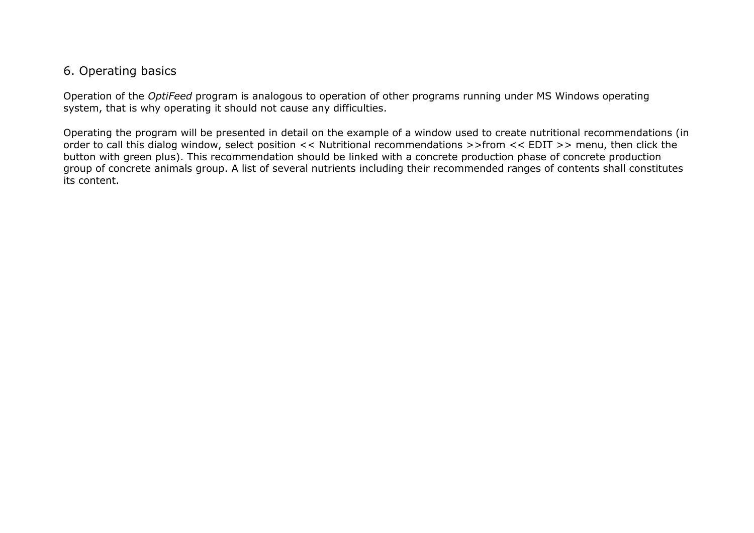## 6. Operating basics

Operation of the *OptiFeed* program is analogous to operation of other programs running under MS Windows operating system, that is why operating it should not cause any difficulties.

Operating the program will be presented in detail on the example of a window used to create nutritional recommendations (in order to call this dialog window, select position << Nutritional recommendations >>from << EDIT >> menu, then click the button with green plus). This recommendation should be linked with a concrete production phase of concrete production group of concrete animals group. A list of several nutrients including their recommended ranges of contents shall constitutes its content.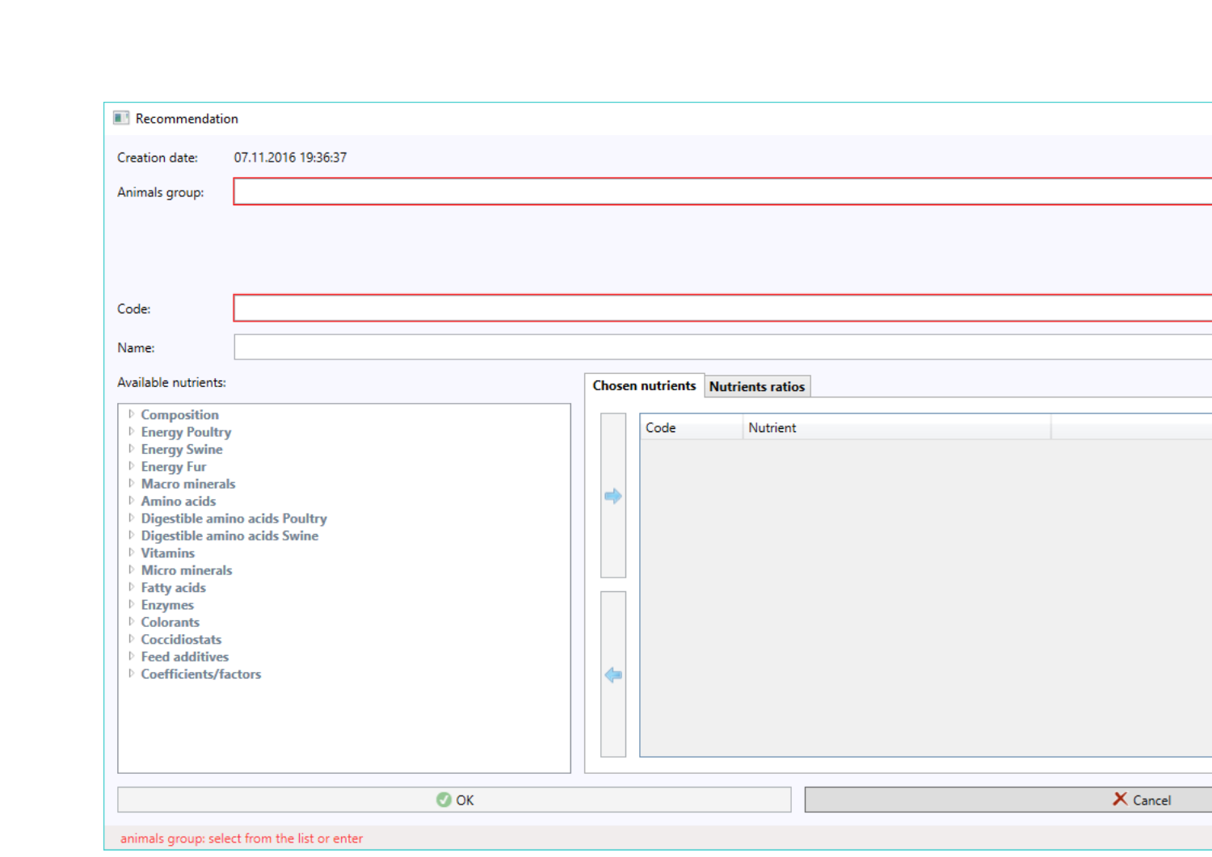Recommendation

Creation date: 07.11.2016 19:36:37

Animals group:

Code:

Name:

Available nutrients:

- Composition
- Energy Poultry
- Energy Swine
- Energy Fur
- Macro minerals
- Amino acids
- Digestible amino acids Poultry
- Digestible amino acids Swine
- Vitamins
- Micro minerals
- Fatty acids
- Enzymes
- Colorants
- Coccidiostats
- Feed additives
- Coefficients/factors

**Chosen nutrients** | **Nutrients ratios**

| Code | Nutrient |
| --- | --- |

OK | Cancel

animals group: select from the list or enter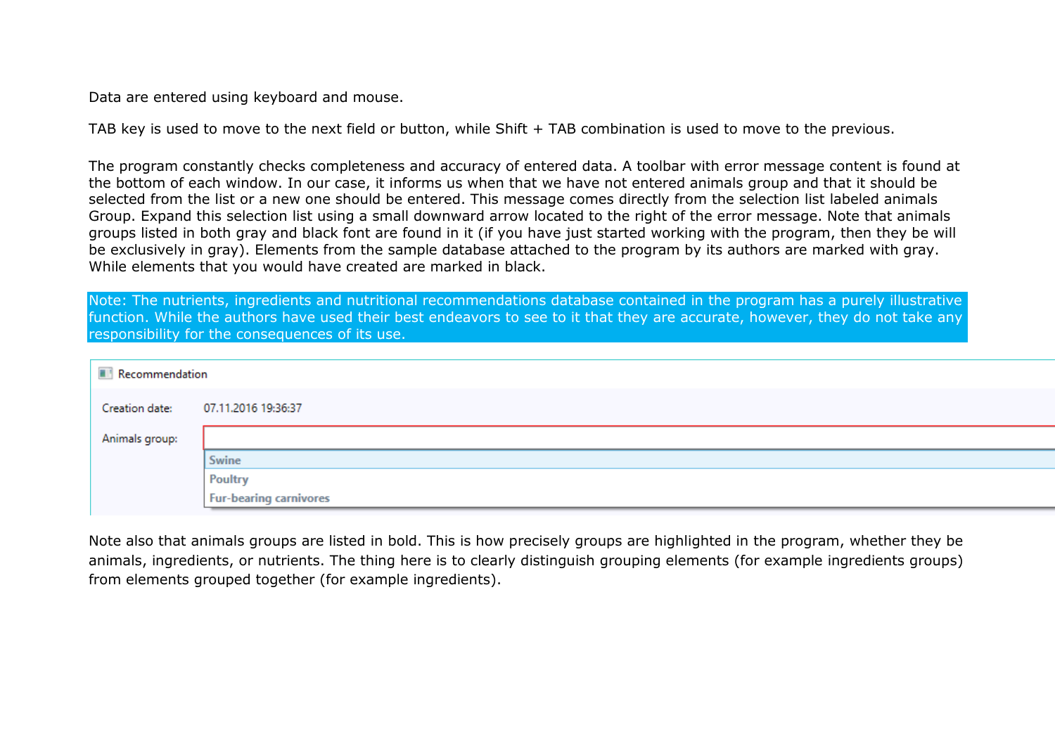Data are entered using keyboard and mouse.

TAB key is used to move to the next field or button, while Shift + TAB combination is used to move to the previous.

The program constantly checks completeness and accuracy of entered data. A toolbar with error message content is found at the bottom of each window. In our case, it informs us when that we have not entered animals group and that it should be selected from the list or a new one should be entered. This message comes directly from the selection list labeled animals Group. Expand this selection list using a small downward arrow located to the right of the error message. Note that animals groups listed in both gray and black font are found in it (if you have just started working with the program, then they be will be exclusively in gray). Elements from the sample database attached to the program by its authors are marked with gray. While elements that you would have created are marked in black.

Note: The nutrients, ingredients and nutritional recommendations database contained in the program has a purely illustrative function. While the authors have used their best endeavors to see to it that they are accurate, however, they do not take any responsibility for the consequences of its use.

Recommendation

Creation date: 07.11.2016 19:36:37

Animals group:

**Swine**
**Poultry**
**Fur-bearing carnivores**

Note also that animals groups are listed in bold. This is how precisely groups are highlighted in the program, whether they be animals, ingredients, or nutrients. The thing here is to clearly distinguish grouping elements (for example ingredients groups) from elements grouped together (for example ingredients).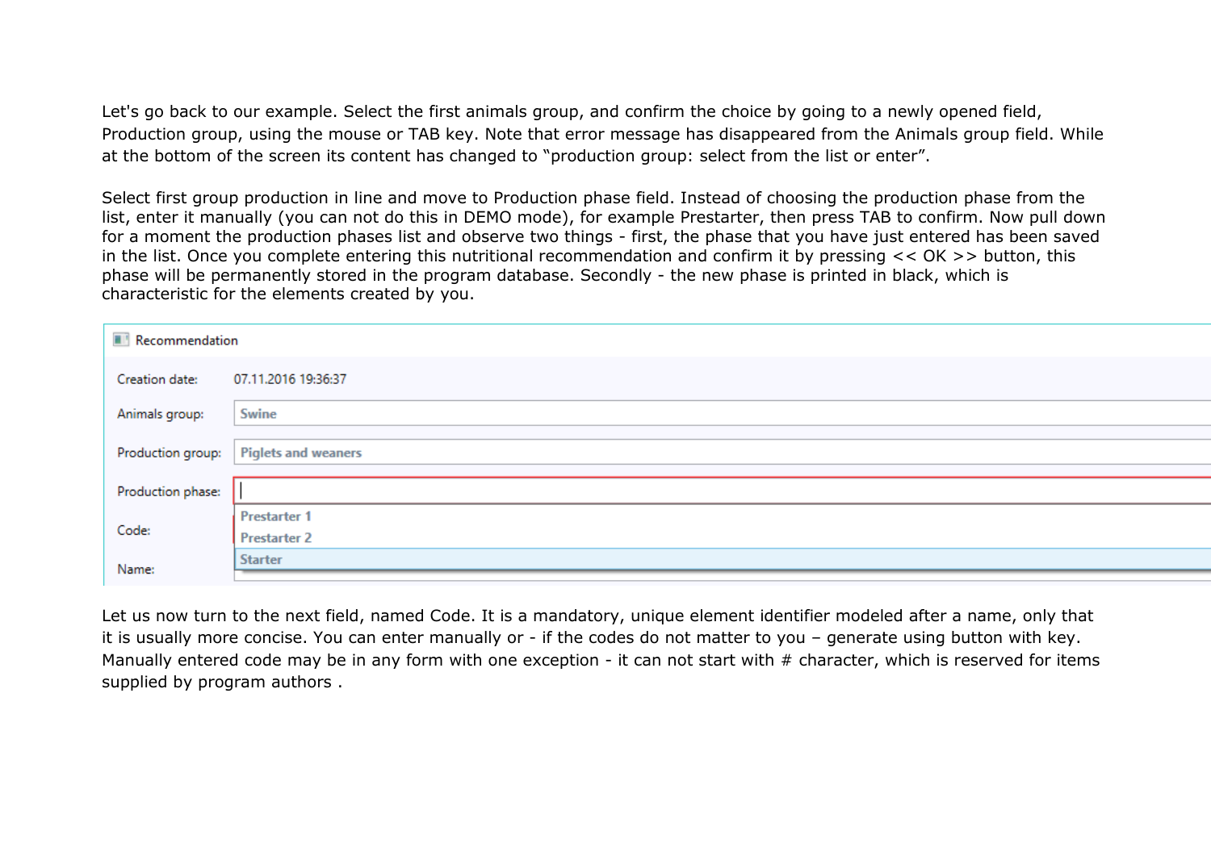Let's go back to our example. Select the first animals group, and confirm the choice by going to a newly opened field, Production group, using the mouse or TAB key. Note that error message has disappeared from the Animals group field. While at the bottom of the screen its content has changed to "production group: select from the list or enter".

Select first group production in line and move to Production phase field. Instead of choosing the production phase from the list, enter it manually (you can not do this in DEMO mode), for example Prestarter, then press TAB to confirm. Now pull down for a moment the production phases list and observe two things - first, the phase that you have just entered has been saved in the list. Once you complete entering this nutritional recommendation and confirm it by pressing << OK >> button, this phase will be permanently stored in the program database. Secondly - the new phase is printed in black, which is characteristic for the elements created by you.

Let us now turn to the next field, named Code. It is a mandatory, unique element identifier modeled after a name, only that it is usually more concise. You can enter manually or - if the codes do not matter to you – generate using button with key. Manually entered code may be in any form with one exception - it can not start with # character, which is reserved for items supplied by program authors .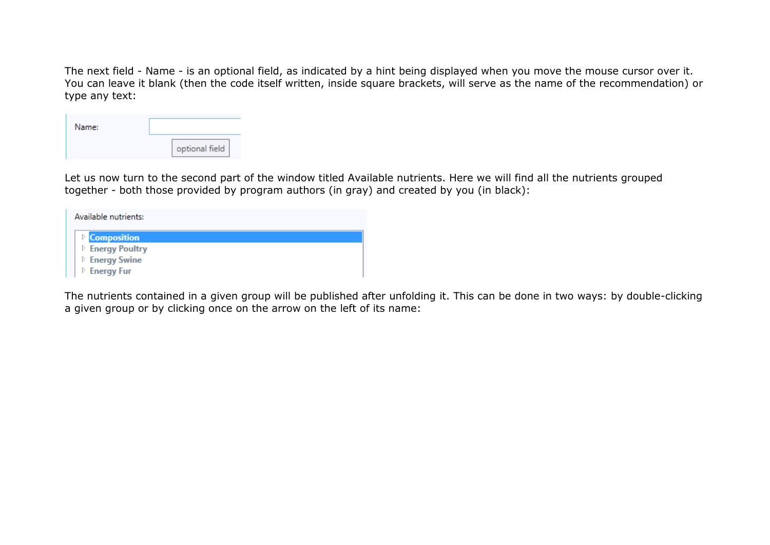The next field - Name - is an optional field, as indicated by a hint being displayed when you move the mouse cursor over it. You can leave it blank (then the code itself written, inside square brackets, will serve as the name of the recommendation) or type any text:

Name:

optional field

Let us now turn to the second part of the window titled Available nutrients. Here we will find all the nutrients grouped together - both those provided by program authors (in gray) and created by you (in black):

Available nutrients:

- Composition
- Energy Poultry
- Energy Swine
- Energy Fur

The nutrients contained in a given group will be published after unfolding it. This can be done in two ways: by double-clicking a given group or by clicking once on the arrow on the left of its name: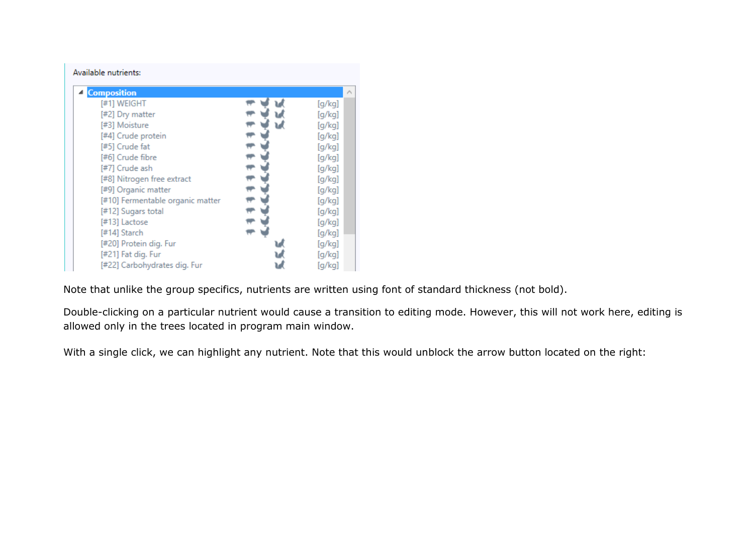Available nutrients:

- **Composition**
  - [#1] WEIGHT [g/kg]
  - [#2] Dry matter [g/kg]
  - [#3] Moisture [g/kg]
  - [#4] Crude protein [g/kg]
  - [#5] Crude fat [g/kg]
  - [#6] Crude fibre [g/kg]
  - [#7] Crude ash [g/kg]
  - [#8] Nitrogen free extract [g/kg]
  - [#9] Organic matter [g/kg]
  - [#10] Fermentable organic matter [g/kg]
  - [#12] Sugars total [g/kg]
  - [#13] Lactose [g/kg]
  - [#14] Starch [g/kg]
  - [#20] Protein dig. Fur [g/kg]
  - [#21] Fat dig. Fur [g/kg]
  - [#22] Carbohydrates dig. Fur [g/kg]

Note that unlike the group specifics, nutrients are written using font of standard thickness (not bold).

Double-clicking on a particular nutrient would cause a transition to editing mode. However, this will not work here, editing is allowed only in the trees located in program main window.

With a single click, we can highlight any nutrient. Note that this would unblock the arrow button located on the right: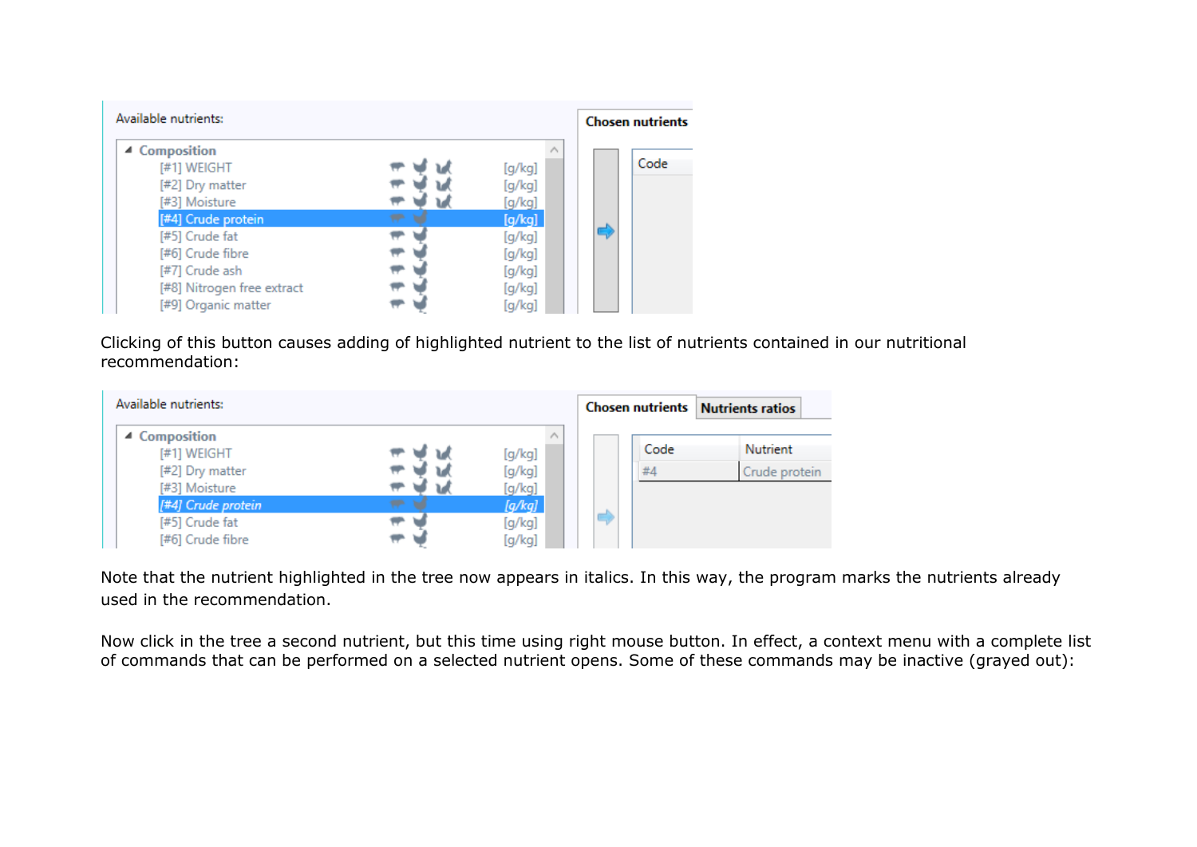Clicking of this button causes adding of highlighted nutrient to the list of nutrients contained in our nutritional recommendation:

Note that the nutrient highlighted in the tree now appears in italics. In this way, the program marks the nutrients already used in the recommendation.

Now click in the tree a second nutrient, but this time using right mouse button. In effect, a context menu with a complete list of commands that can be performed on a selected nutrient opens. Some of these commands may be inactive (grayed out):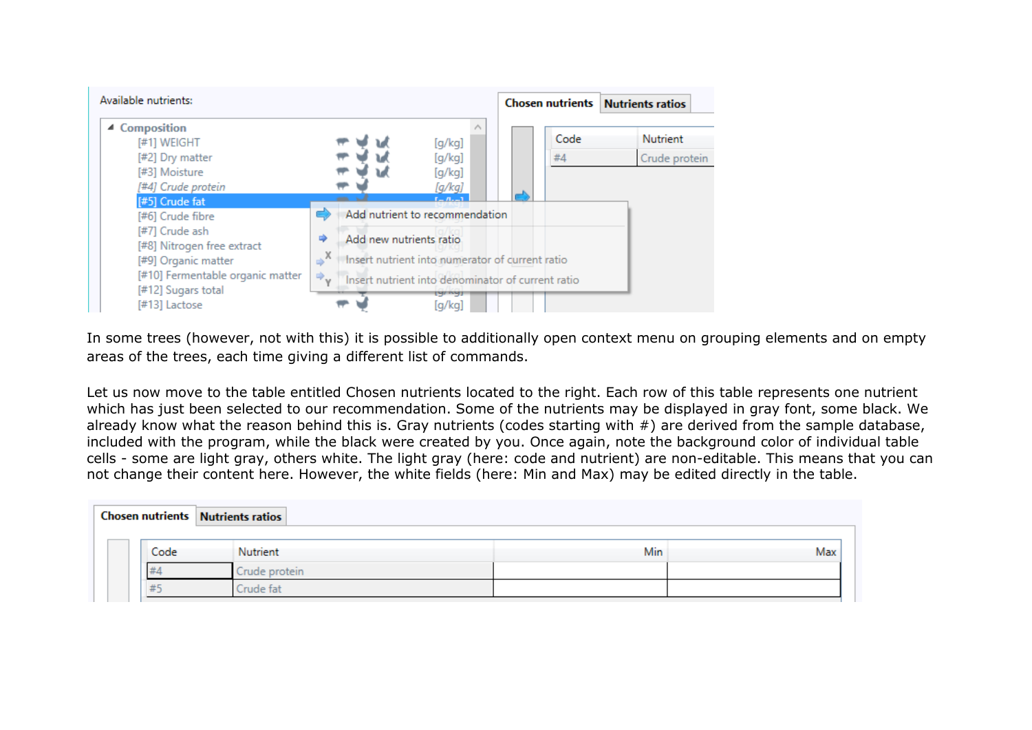In some trees (however, not with this) it is possible to additionally open context menu on grouping elements and on empty areas of the trees, each time giving a different list of commands.

Let us now move to the table entitled Chosen nutrients located to the right. Each row of this table represents one nutrient which has just been selected to our recommendation. Some of the nutrients may be displayed in gray font, some black. We already know what the reason behind this is. Gray nutrients (codes starting with #) are derived from the sample database, included with the program, while the black were created by you. Once again, note the background color of individual table cells - some are light gray, others white. The light gray (here: code and nutrient) are non-editable. This means that you can not change their content here. However, the white fields (here: Min and Max) may be edited directly in the table.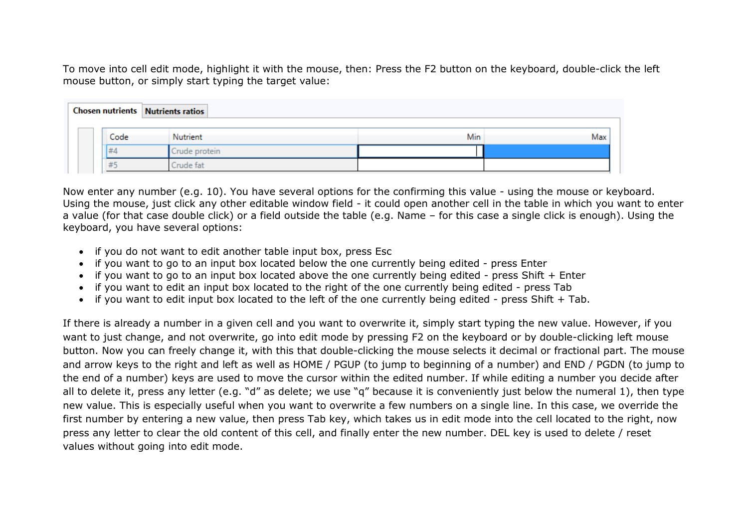To move into cell edit mode, highlight it with the mouse, then: Press the F2 button on the keyboard, double-click the left mouse button, or simply start typing the target value:

**Chosen nutrients** | **Nutrients ratios**

| Code | Nutrient | Min | Max |
|---|---|---|---|
| #4 | Crude protein | | |
| #5 | Crude fat | | |

Now enter any number (e.g. 10). You have several options for the confirming this value - using the mouse or keyboard. Using the mouse, just click any other editable window field - it could open another cell in the table in which you want to enter a value (for that case double click) or a field outside the table (e.g. Name – for this case a single click is enough). Using the keyboard, you have several options:

- if you do not want to edit another table input box, press Esc
- if you want to go to an input box located below the one currently being edited - press Enter
- if you want to go to an input box located above the one currently being edited - press Shift + Enter
- if you want to edit an input box located to the right of the one currently being edited - press Tab
- if you want to edit input box located to the left of the one currently being edited - press Shift + Tab.

If there is already a number in a given cell and you want to overwrite it, simply start typing the new value. However, if you want to just change, and not overwrite, go into edit mode by pressing F2 on the keyboard or by double-clicking left mouse button. Now you can freely change it, with this that double-clicking the mouse selects it decimal or fractional part. The mouse and arrow keys to the right and left as well as HOME / PGUP (to jump to beginning of a number) and END / PGDN (to jump to the end of a number) keys are used to move the cursor within the edited number. If while editing a number you decide after all to delete it, press any letter (e.g. "d" as delete; we use "q" because it is conveniently just below the numeral 1), then type new value. This is especially useful when you want to overwrite a few numbers on a single line. In this case, we override the first number by entering a new value, then press Tab key, which takes us in edit mode into the cell located to the right, now press any letter to clear the old content of this cell, and finally enter the new number. DEL key is used to delete / reset values without going into edit mode.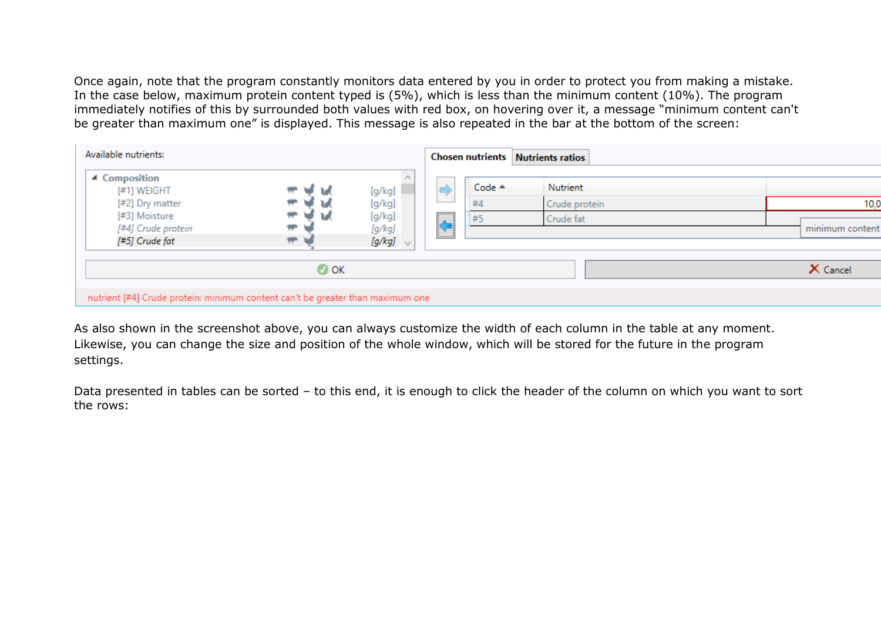Once again, note that the program constantly monitors data entered by you in order to protect you from making a mistake. In the case below, maximum protein content typed is (5%), which is less than the minimum content (10%). The program immediately notifies of this by surrounded both values with red box, on hovering over it, a message “minimum content can't be greater than maximum one” is displayed. This message is also repeated in the bar at the bottom of the screen:

As also shown in the screenshot above, you can always customize the width of each column in the table at any moment. Likewise, you can change the size and position of the whole window, which will be stored for the future in the program settings.

Data presented in tables can be sorted – to this end, it is enough to click the header of the column on which you want to sort the rows: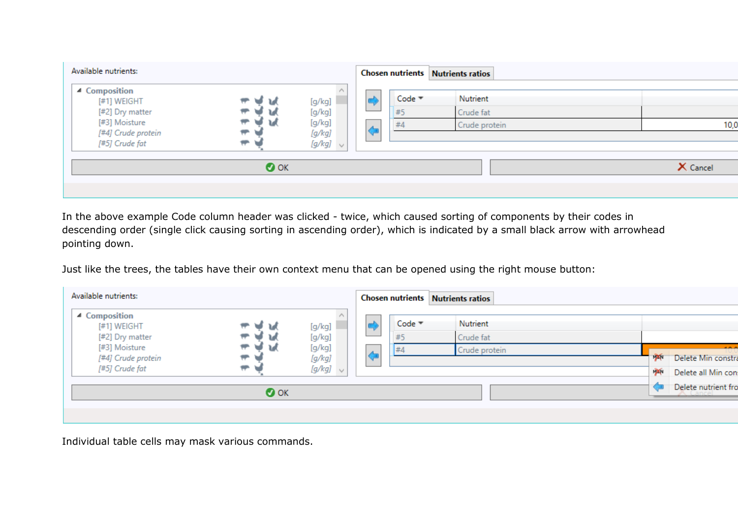In the above example Code column header was clicked - twice, which caused sorting of components by their codes in descending order (single click causing sorting in ascending order), which is indicated by a small black arrow with arrowhead pointing down.

Just like the trees, the tables have their own context menu that can be opened using the right mouse button:

Individual table cells may mask various commands.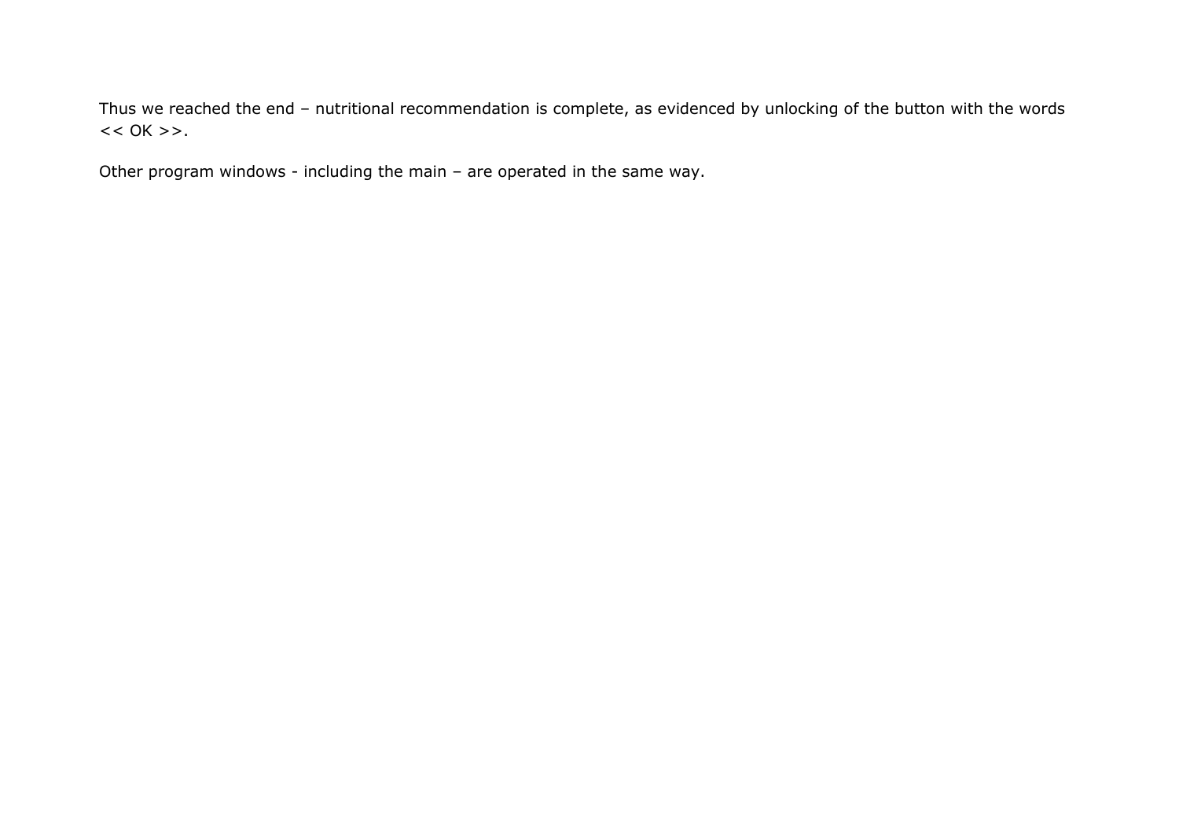Thus we reached the end – nutritional recommendation is complete, as evidenced by unlocking of the button with the words << OK >>.

Other program windows - including the main – are operated in the same way.